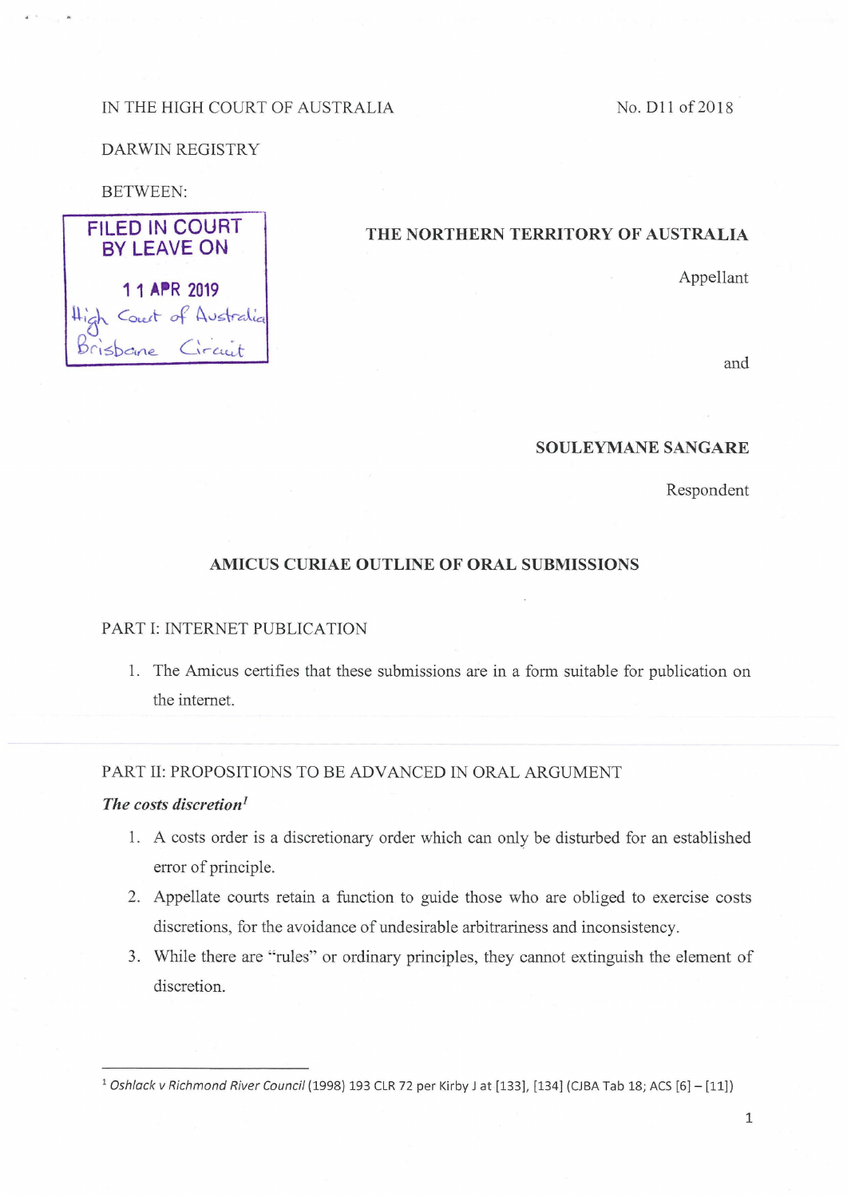IN THE HIGH COURT OF AUSTRALIA

No. D11 of 2018

DARWIN REGISTRY

BETWEEN:

FILED IN COURT BY LEAVE ON

11 APR 2019

High Court of Australia Brisbane Circuit

**THE NORTHERN TERRITORY OF AUSTRALIA**

Appellant

and

**SOULEYMANE SANGARE**

Respondent

**AMICUS CURIAE OUTLINE OF ORAL SUBMISSIONS**

PART I: INTERNET PUBLICATION

1. The Amicus certifies that these submissions are in a form suitable for publication on the internet.

PART II: PROPOSITIONS TO BE ADVANCED IN ORAL ARGUMENT

***The costs discretion***[1]

1. A costs order is a discretionary order which can only be disturbed for an established error of principle.
2. Appellate courts retain a function to guide those who are obliged to exercise costs discretions, for the avoidance of undesirable arbitrariness and inconsistency.
3. While there are "rules" or ordinary principles, they cannot extinguish the element of discretion.

---

[1] *Oshlack v Richmond River Council* (1998) 193 CLR 72 per Kirby J at [133], [134] (CJBA Tab 18; ACS [6] – [11])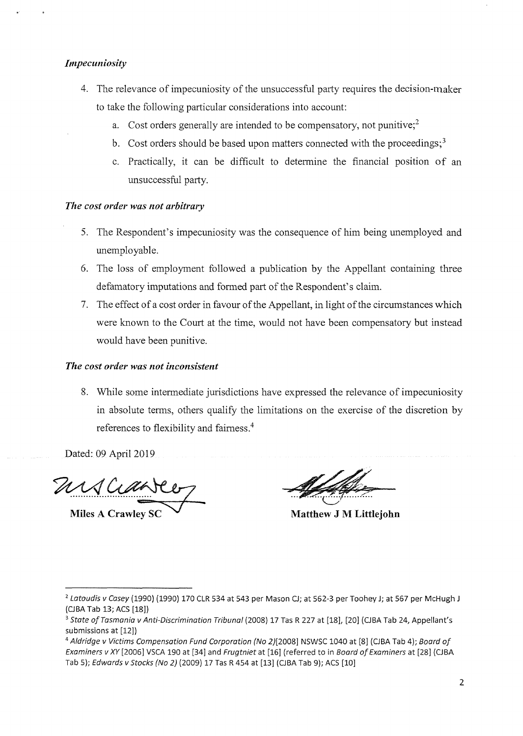### *Impecuniosity*

4. The relevance of impecuniosity of the unsuccessful party requires the decision-maker to take the following particular considerations into account:
   a. Cost orders generally are intended to be compensatory, not punitive;[2]
   b. Cost orders should be based upon matters connected with the proceedings;[3]
   c. Practically, it can be difficult to determine the financial position of an unsuccessful party.

### *The cost order was not arbitrary*

5. The Respondent's impecuniosity was the consequence of him being unemployed and unemployable.
6. The loss of employment followed a publication by the Appellant containing three defamatory imputations and formed part of the Respondent's claim.
7. The effect of a cost order in favour of the Appellant, in light of the circumstances which were known to the Court at the time, would not have been compensatory but instead would have been punitive.

### *The cost order was not inconsistent*

8. While some intermediate jurisdictions have expressed the relevance of impecuniosity in absolute terms, others qualify the limitations on the exercise of the discretion by references to flexibility and fairness.[4]

Dated: 09 April 2019

**Miles A Crawley SC**

**Matthew J M Littlejohn**

---

[2] *Latoudis v Casey* (1990) (1990) 170 CLR 534 at 543 per Mason CJ; at 562-3 per Toohey J; at 567 per McHugh J (CJBA Tab 13; ACS [18])

[3] *State of Tasmania v Anti-Discrimination Tribunal* (2008) 17 Tas R 227 at [18], [20] (CJBA Tab 24, Appellant's submissions at [12])

[4] *Aldridge v Victims Compensation Fund Corporation (No 2)*[2008] NSWSC 1040 at [8] (CJBA Tab 4); *Board of Examiners v XY* [2006] VSCA 190 at [34] and *Frugtniet* at [16] (referred to in *Board of Examiners* at [28] (CJBA Tab 5); *Edwards v Stocks (No 2)* (2009) 17 Tas R 454 at [13] (CJBA Tab 9); ACS [10]